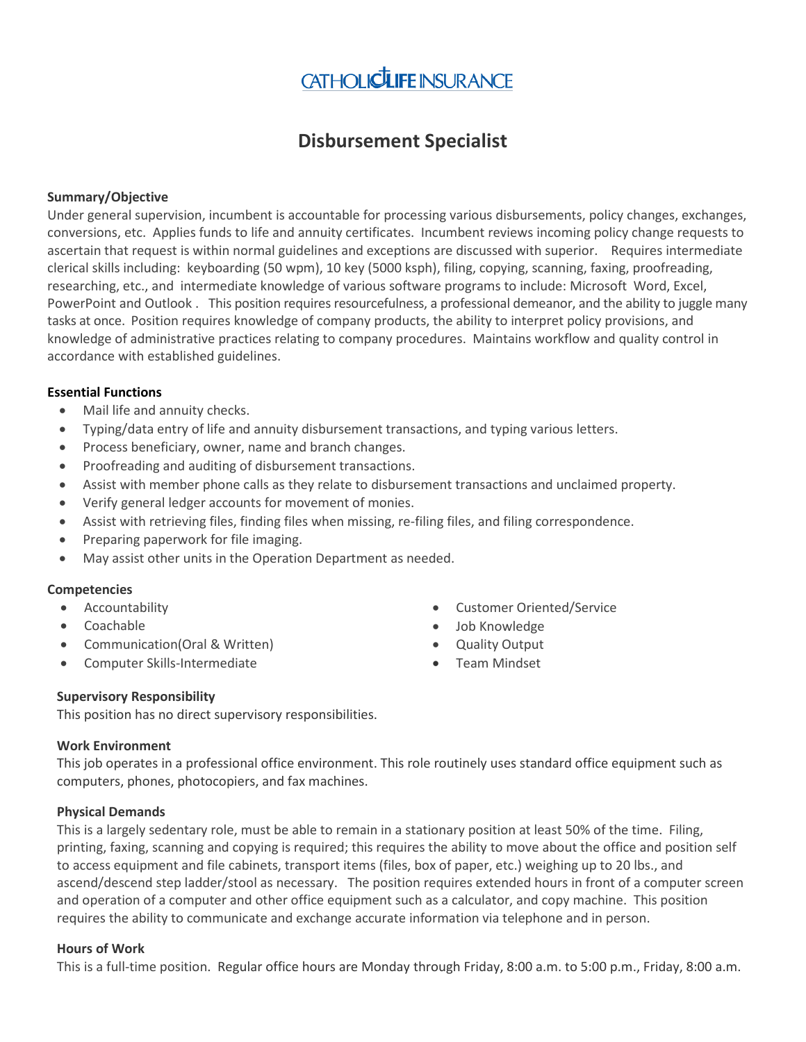CATHOLIC LIFE INSURANCE

# Disbursement Specialist

**Summary/Objective**

Under general supervision, incumbent is accountable for processing various disbursements, policy changes, exchanges, conversions, etc. Applies funds to life and annuity certificates. Incumbent reviews incoming policy change requests to ascertain that request is within normal guidelines and exceptions are discussed with superior. Requires intermediate clerical skills including: keyboarding (50 wpm), 10 key (5000 ksph), filing, copying, scanning, faxing, proofreading, researching, etc., and intermediate knowledge of various software programs to include: Microsoft Word, Excel, PowerPoint and Outlook . This position requires resourcefulness, a professional demeanor, and the ability to juggle many tasks at once. Position requires knowledge of company products, the ability to interpret policy provisions, and knowledge of administrative practices relating to company procedures. Maintains workflow and quality control in accordance with established guidelines.

**Essential Functions**

- Mail life and annuity checks.
- Typing/data entry of life and annuity disbursement transactions, and typing various letters.
- Process beneficiary, owner, name and branch changes.
- Proofreading and auditing of disbursement transactions.
- Assist with member phone calls as they relate to disbursement transactions and unclaimed property.
- Verify general ledger accounts for movement of monies.
- Assist with retrieving files, finding files when missing, re-filing files, and filing correspondence.
- Preparing paperwork for file imaging.
- May assist other units in the Operation Department as needed.

**Competencies**

- Accountability
- Coachable
- Communication(Oral & Written)
- Computer Skills-Intermediate
- Customer Oriented/Service
- Job Knowledge
- Quality Output
- Team Mindset

**Supervisory Responsibility**

This position has no direct supervisory responsibilities.

**Work Environment**

This job operates in a professional office environment. This role routinely uses standard office equipment such as computers, phones, photocopiers, and fax machines.

**Physical Demands**

This is a largely sedentary role, must be able to remain in a stationary position at least 50% of the time. Filing, printing, faxing, scanning and copying is required; this requires the ability to move about the office and position self to access equipment and file cabinets, transport items (files, box of paper, etc.) weighing up to 20 lbs., and ascend/descend step ladder/stool as necessary. The position requires extended hours in front of a computer screen and operation of a computer and other office equipment such as a calculator, and copy machine. This position requires the ability to communicate and exchange accurate information via telephone and in person.

**Hours of Work**

This is a full-time position. Regular office hours are Monday through Friday, 8:00 a.m. to 5:00 p.m., Friday, 8:00 a.m.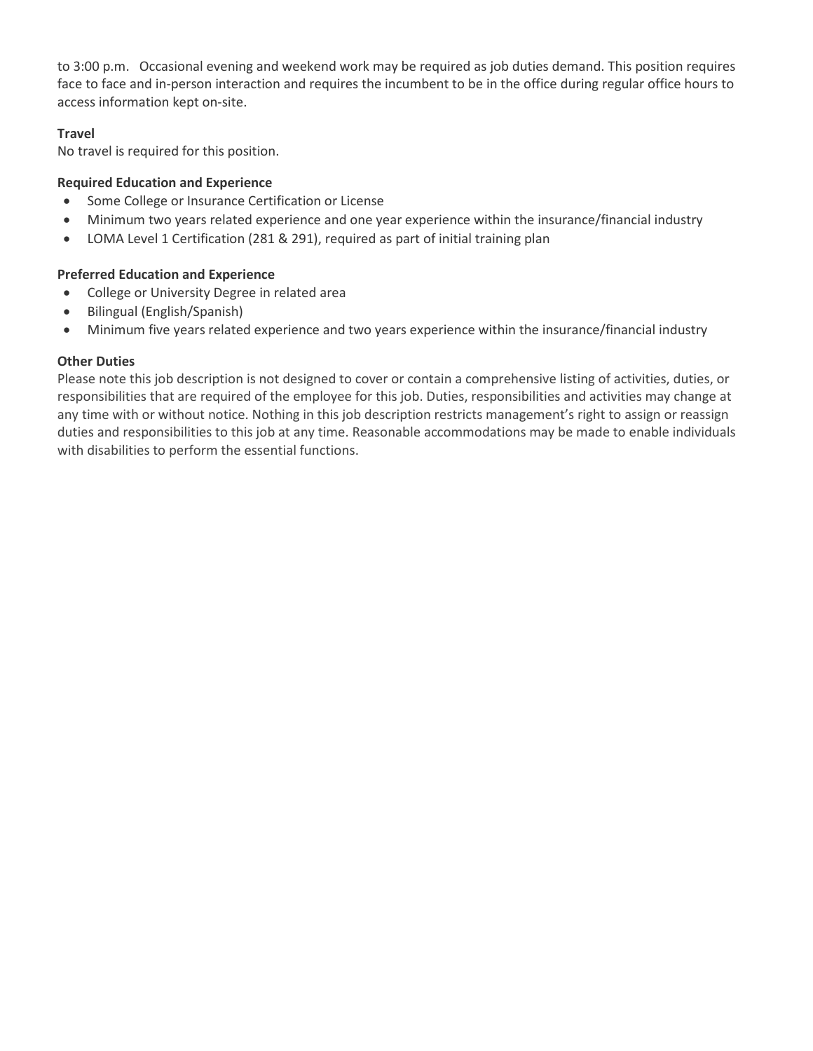to 3:00 p.m. Occasional evening and weekend work may be required as job duties demand. This position requires face to face and in-person interaction and requires the incumbent to be in the office during regular office hours to access information kept on-site.

**Travel**

No travel is required for this position.

**Required Education and Experience**

- Some College or Insurance Certification or License
- Minimum two years related experience and one year experience within the insurance/financial industry
- LOMA Level 1 Certification (281 & 291), required as part of initial training plan

**Preferred Education and Experience**

- College or University Degree in related area
- Bilingual (English/Spanish)
- Minimum five years related experience and two years experience within the insurance/financial industry

**Other Duties**

Please note this job description is not designed to cover or contain a comprehensive listing of activities, duties, or responsibilities that are required of the employee for this job. Duties, responsibilities and activities may change at any time with or without notice. Nothing in this job description restricts management's right to assign or reassign duties and responsibilities to this job at any time. Reasonable accommodations may be made to enable individuals with disabilities to perform the essential functions.